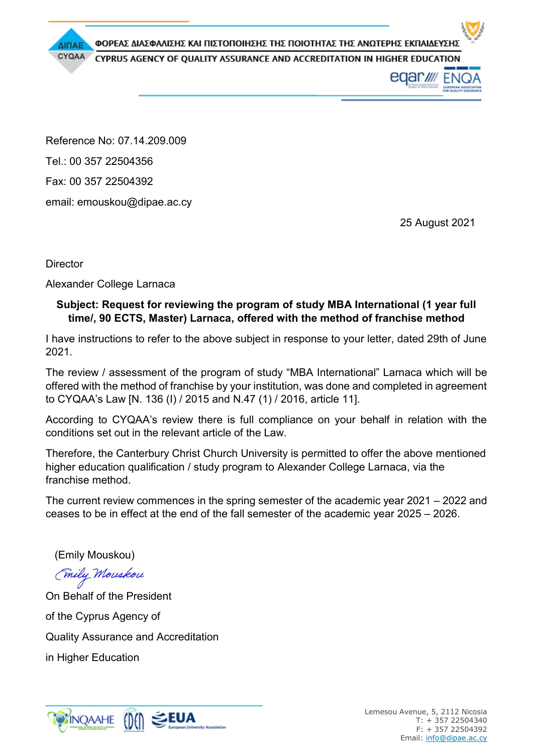ΦΟΡΕΑΣ ΔΙΑΣΦΑΛΙΣΗΣ ΚΑΙ ΠΙΣΤΟΠΟΙΗΣΗΣ ΤΗΣ ΠΟΙΟΤΗΤΑΣ ΤΗΣ ΑΝΩΤΕΡΗΣ ΕΚΠΑΙΔΕΥΣΗΣ

CYPRUS AGENCY OF QUALITY ASSURANCE AND ACCREDITATION IN HIGHER EDUCATION

Reference No: 07.14.209.009

Tel.: 00 357 22504356

Fax: 00 357 22504392

email: emouskou@dipae.ac.cy

25 August 2021

Director

Alexander College Larnaca

**Subject: Request for reviewing the program of study MBA International (1 year full time/, 90 ECTS, Master) Larnaca, offered with the method of franchise method**

I have instructions to refer to the above subject in response to your letter, dated 29th of June 2021.

The review / assessment of the program of study "MBA International" Larnaca which will be offered with the method of franchise by your institution, was done and completed in agreement to CYQAA's Law [N. 136 (I) / 2015 and N.47 (1) / 2016, article 11].

According to CYQAA's review there is full compliance on your behalf in relation with the conditions set out in the relevant article of the Law.

Therefore, the Canterbury Christ Church University is permitted to offer the above mentioned higher education qualification / study program to Alexander College Larnaca, via the franchise method.

The current review commences in the spring semester of the academic year 2021 – 2022 and ceases to be in effect at the end of the fall semester of the academic year 2025 – 2026.

(Emily Mouskou)

*Emily Mouskou*

On Behalf of the President

of the Cyprus Agency of

Quality Assurance and Accreditation

in Higher Education

Lemesou Avenue, 5, 2112 Nicosia
T: + 357 22504340
F: + 357 22504392
Email: info@dipae.ac.cy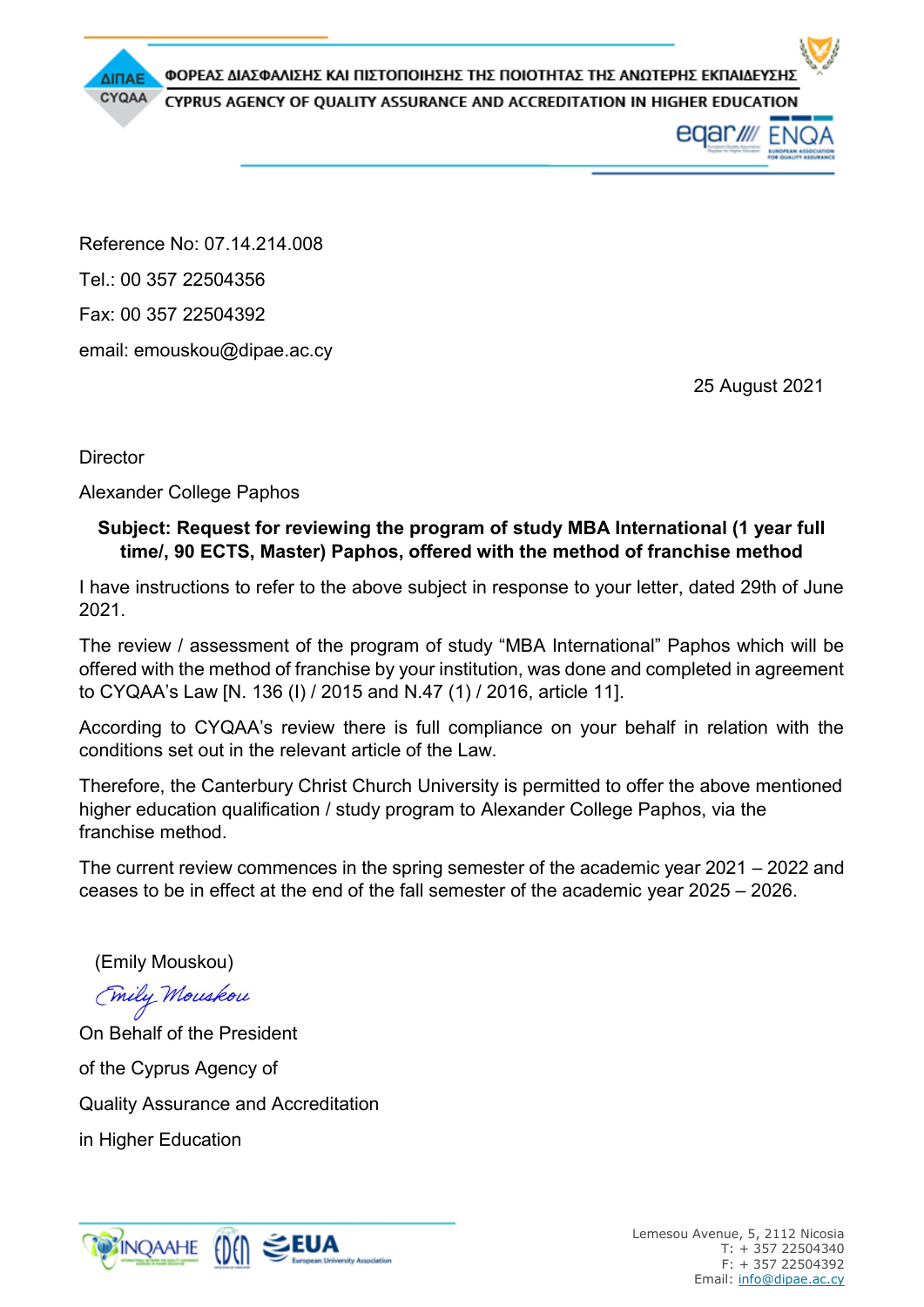ΦΟΡΕΑΣ ΔΙΑΣΦΑΛΙΣΗΣ ΚΑΙ ΠΙΣΤΟΠΟΙΗΣΗΣ ΤΗΣ ΠΟΙΟΤΗΤΑΣ ΤΗΣ ΑΝΩΤΕΡΗΣ ΕΚΠΑΙΔΕΥΣΗΣ

CYPRUS AGENCY OF QUALITY ASSURANCE AND ACCREDITATION IN HIGHER EDUCATION

Reference No: 07.14.214.008

Tel.: 00 357 22504356

Fax: 00 357 22504392

email: emouskou@dipae.ac.cy

25 August 2021

Director

Alexander College Paphos

**Subject: Request for reviewing the program of study MBA International (1 year full time/, 90 ECTS, Master) Paphos, offered with the method of franchise method**

I have instructions to refer to the above subject in response to your letter, dated 29th of June 2021.

The review / assessment of the program of study "MBA International" Paphos which will be offered with the method of franchise by your institution, was done and completed in agreement to CYQAA's Law [N. 136 (I) / 2015 and N.47 (1) / 2016, article 11].

According to CYQAA's review there is full compliance on your behalf in relation with the conditions set out in the relevant article of the Law.

Therefore, the Canterbury Christ Church University is permitted to offer the above mentioned higher education qualification / study program to Alexander College Paphos, via the franchise method.

The current review commences in the spring semester of the academic year 2021 – 2022 and ceases to be in effect at the end of the fall semester of the academic year 2025 – 2026.

(Emily Mouskou)

On Behalf of the President

of the Cyprus Agency of

Quality Assurance and Accreditation

in Higher Education

Lemesou Avenue, 5, 2112 Nicosia
T: + 357 22504340
F: + 357 22504392
Email: info@dipae.ac.cy